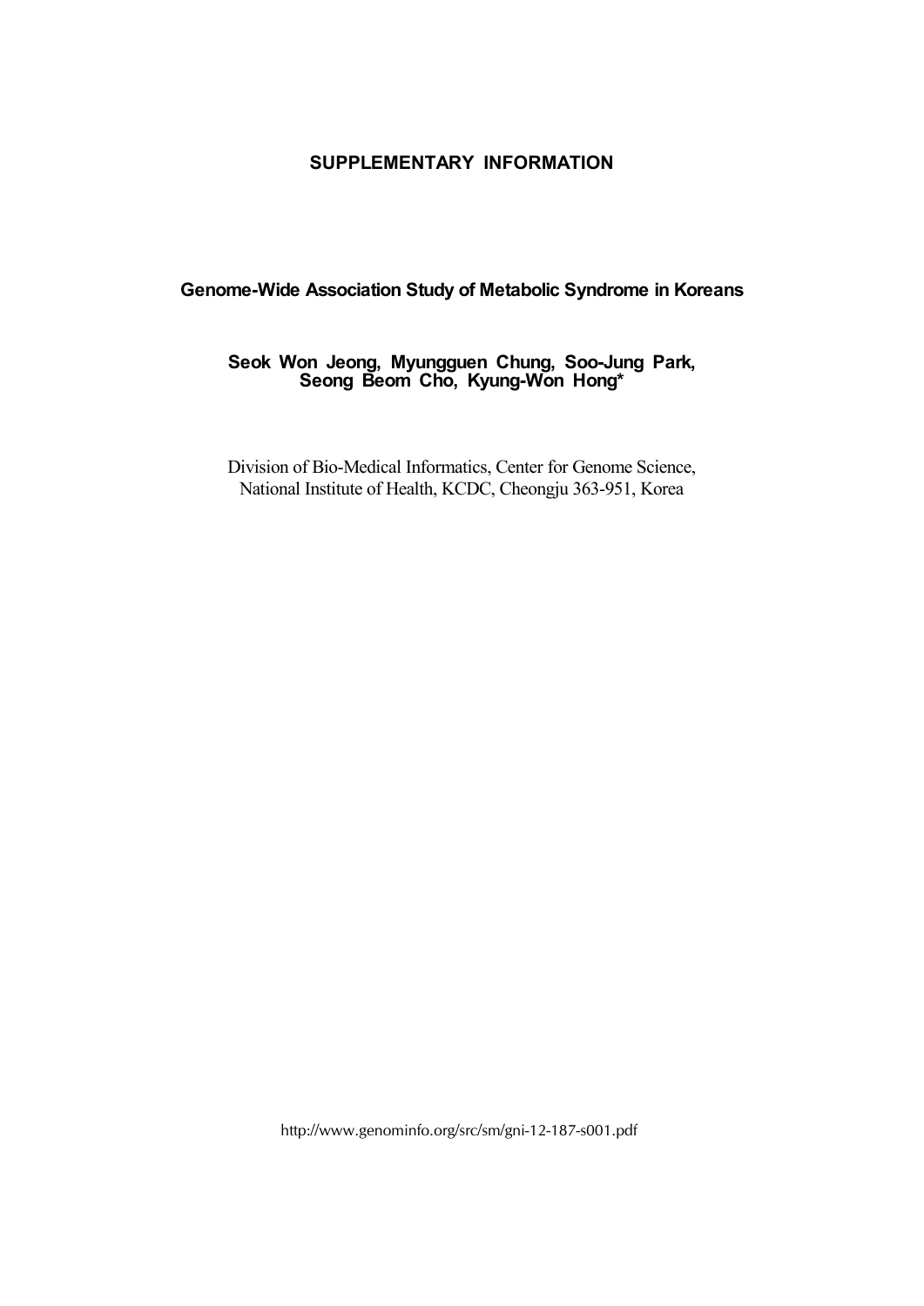# SUPPLEMENTARY INFORMATION

## Genome-Wide Association Study of Metabolic Syndrome in Koreans

**Seok Won Jeong, Myungguen Chung, Soo-Jung Park, Seong Beom Cho, Kyung-Won Hong***

Division of Bio-Medical Informatics, Center for Genome Science, National Institute of Health, KCDC, Cheongju 363-951, Korea

http://www.genominfo.org/src/sm/gni-12-187-s001.pdf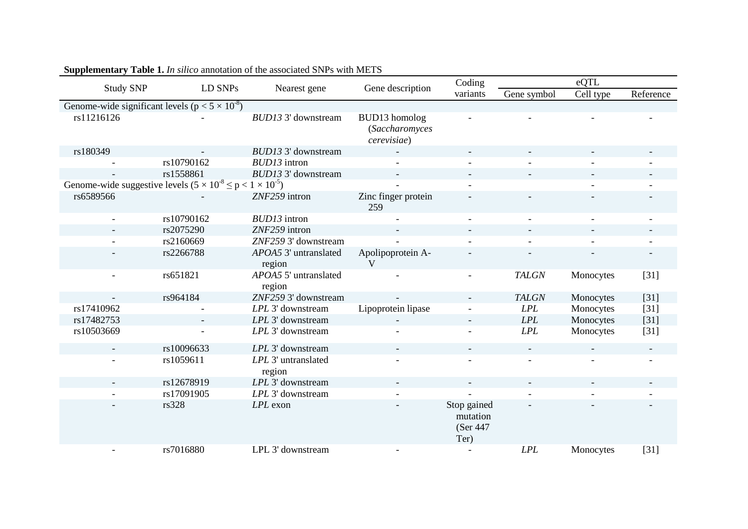**Supplementary Table 1.** *In silico* annotation of the associated SNPs with METS

| Study SNP | LD SNPs | Nearest gene | Gene description | Coding variants | eQTL | | |
|---|---|---|---|---|---|---|---|
| | | | | | Gene symbol | Cell type | Reference |
| Genome-wide significant levels ($p < 5 \times 10^{-8}$) | | | | | | | |
| rs11216126 | - | *BUD13* 3' downstream | BUD13 homolog (*Saccharomyces cerevisiae*) | - | - | - | - |
| rs180349 | - | *BUD13* 3' downstream | - | - | - | - | - |
| - | rs10790162 | *BUD13* intron | - | - | - | - | - |
| - | rs1558861 | *BUD13* 3' downstream | - | - | - | - | - |
| Genome-wide suggestive levels ($5 \times 10^{-8} \leq p < 1 \times 10^{-5}$) | | | - | - | | - | - |
| rs6589566 | - | *ZNF259* intron | Zinc finger protein 259 | - | - | - | - |
| - | rs10790162 | *BUD13* intron | - | - | - | - | - |
| - | rs2075290 | *ZNF259* intron | - | - | - | - | - |
| - | rs2160669 | *ZNF259* 3' downstream | - | - | - | - | - |
| - | rs2266788 | *APOA5* 3' untranslated region | Apolipoprotein A-V | - | - | - | - |
| - | rs651821 | *APOA5* 5' untranslated region | - | - | *TALGN* | Monocytes | [31] |
| - | rs964184 | *ZNF259* 3' downstream | - | - | *TALGN* | Monocytes | [31] |
| rs17410962 | - | *LPL* 3' downstream | Lipoprotein lipase | - | *LPL* | Monocytes | [31] |
| rs17482753 | - | *LPL* 3' downstream | - | - | *LPL* | Monocytes | [31] |
| rs10503669 | - | *LPL* 3' downstream | - | - | *LPL* | Monocytes | [31] |
| - | rs10096633 | *LPL* 3' downstream | - | - | - | - | - |
| - | rs1059611 | *LPL* 3' untranslated region | - | - | - | - | - |
| - | rs12678919 | *LPL* 3' downstream | - | - | - | - | - |
| - | rs17091905 | *LPL* 3' downstream | - | - | - | - | - |
| - | rs328 | *LPL* exon | - | Stop gained mutation (Ser 447 Ter) | - | - | - |
| - | rs7016880 | LPL 3' downstream | - | - | *LPL* | Monocytes | [31] |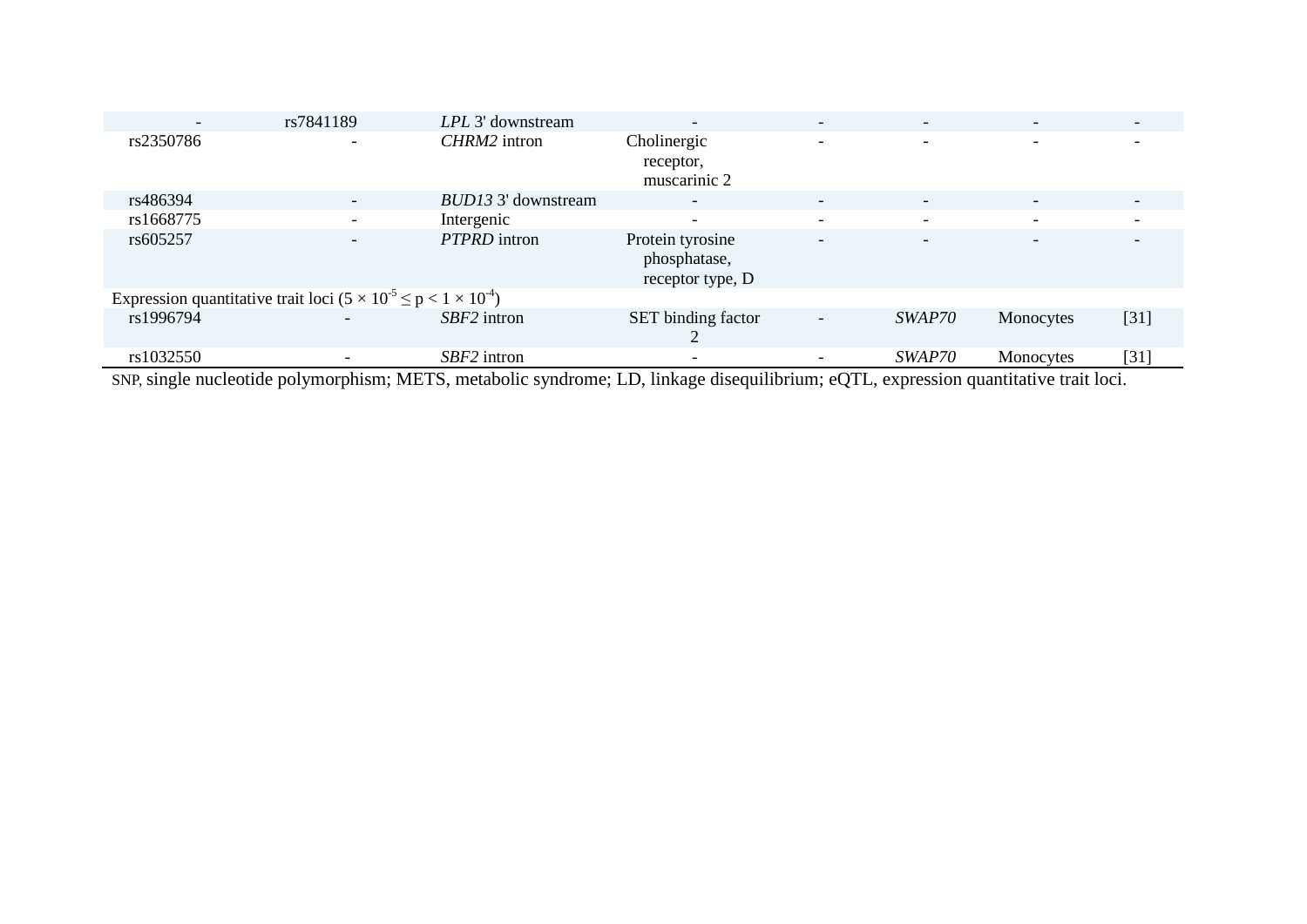| | | | | | | | |
|---|---|---|---|---|---|---|---|
| - | rs7841189 | *LPL* 3' downstream | - | - | - | - | - |
| rs2350786 | - | *CHRM2* intron | Cholinergic receptor, muscarinic 2 | - | - | - | - |
| rs486394 | - | *BUD13* 3' downstream | - | - | - | - | - |
| rs1668775 | - | Intergenic | - | - | - | - | - |
| rs605257 | - | *PTPRD* intron | Protein tyrosine phosphatase, receptor type, D | - | - | - | - |
| Expression quantitative trait loci ($5 \times 10^{-5} \leq p < 1 \times 10^{-4}$) | | | | | | | |
| rs1996794 | - | *SBF2* intron | SET binding factor 2 | - | *SWAP70* | Monocytes | [31] |
| rs1032550 | - | *SBF2* intron | - | - | *SWAP70* | Monocytes | [31] |

SNP, single nucleotide polymorphism; METS, metabolic syndrome; LD, linkage disequilibrium; eQTL, expression quantitative trait loci.